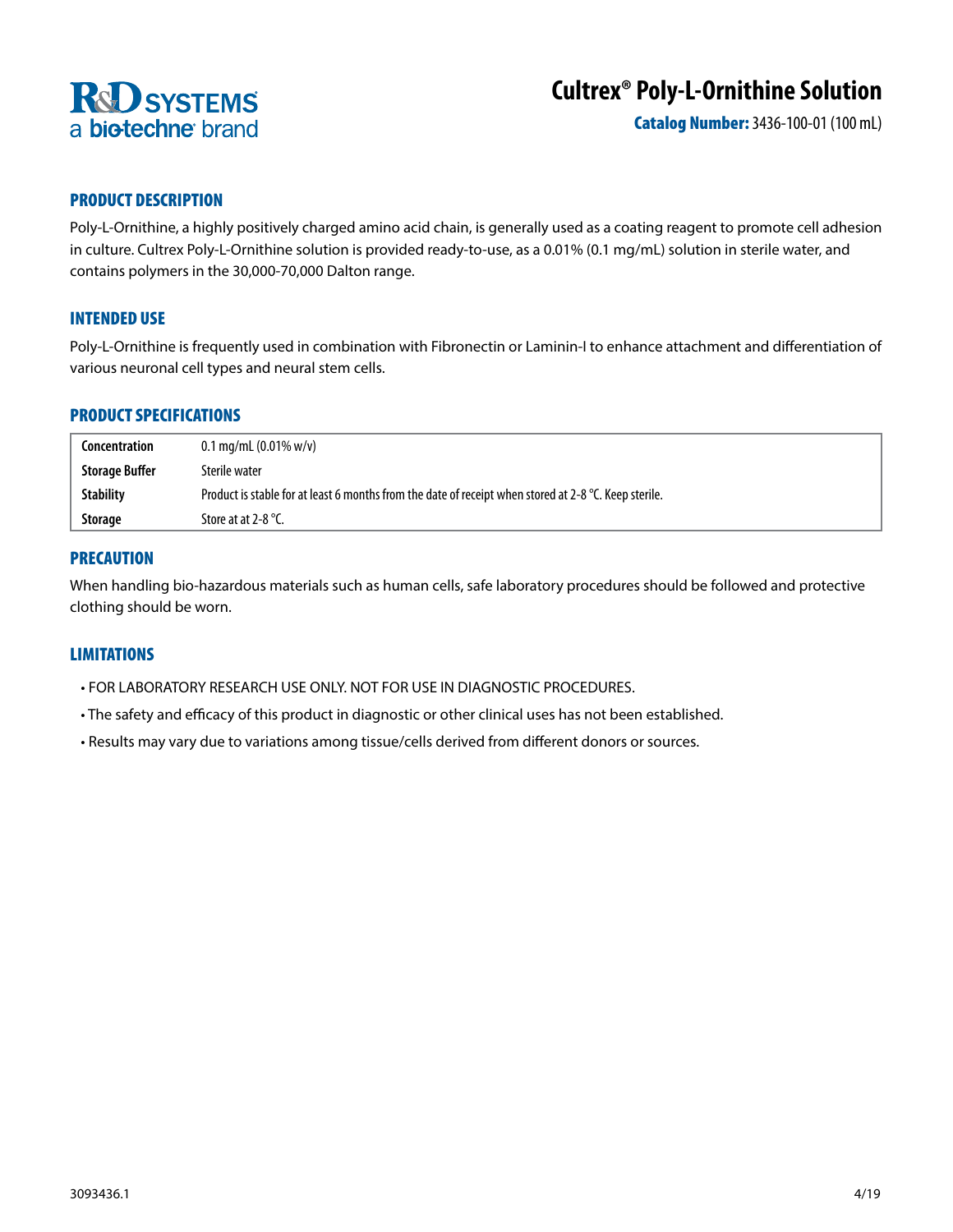R&D SYSTEMS
a bio-techne brand

# Cultrex® Poly-L-Ornithine Solution

**Catalog Number:** 3436-100-01 (100 mL)

## PRODUCT DESCRIPTION

Poly-L-Ornithine, a highly positively charged amino acid chain, is generally used as a coating reagent to promote cell adhesion in culture. Cultrex Poly-L-Ornithine solution is provided ready-to-use, as a 0.01% (0.1 mg/mL) solution in sterile water, and contains polymers in the 30,000-70,000 Dalton range.

## INTENDED USE

Poly-L-Ornithine is frequently used in combination with Fibronectin or Laminin-I to enhance attachment and differentiation of various neuronal cell types and neural stem cells.

## PRODUCT SPECIFICATIONS

| | |
|---|---|
| **Concentration** | 0.1 mg/mL (0.01% w/v) |
| **Storage Buffer** | Sterile water |
| **Stability** | Product is stable for at least 6 months from the date of receipt when stored at 2-8 °C. Keep sterile. |
| **Storage** | Store at at 2-8 °C. |

## PRECAUTION

When handling bio-hazardous materials such as human cells, safe laboratory procedures should be followed and protective clothing should be worn.

## LIMITATIONS

- FOR LABORATORY RESEARCH USE ONLY. NOT FOR USE IN DIAGNOSTIC PROCEDURES.
- The safety and efficacy of this product in diagnostic or other clinical uses has not been established.
- Results may vary due to variations among tissue/cells derived from different donors or sources.

3093436.1 4/19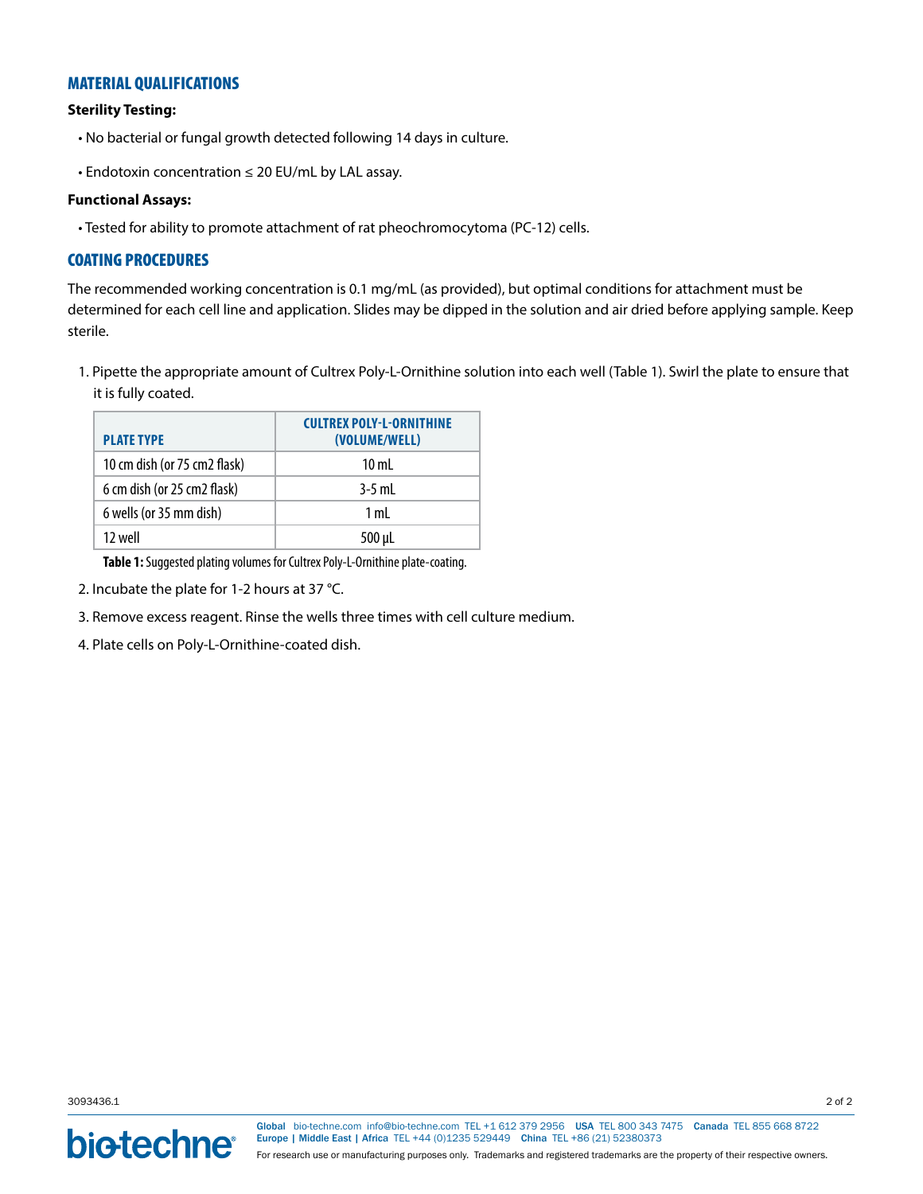## MATERIAL QUALIFICATIONS

**Sterility Testing:**

- No bacterial or fungal growth detected following 14 days in culture.
- Endotoxin concentration ≤ 20 EU/mL by LAL assay.

**Functional Assays:**

- Tested for ability to promote attachment of rat pheochromocytoma (PC-12) cells.

## COATING PROCEDURES

The recommended working concentration is 0.1 mg/mL (as provided), but optimal conditions for attachment must be determined for each cell line and application. Slides may be dipped in the solution and air dried before applying sample. Keep sterile.

1. Pipette the appropriate amount of Cultrex Poly-L-Ornithine solution into each well (Table 1). Swirl the plate to ensure that it is fully coated.

| PLATE TYPE | CULTREX POLY-L-ORNITHINE (VOLUME/WELL) |
|---|---|
| 10 cm dish (or 75 cm2 flask) | 10 mL |
| 6 cm dish (or 25 cm2 flask) | 3-5 mL |
| 6 wells (or 35 mm dish) | 1 mL |
| 12 well | 500 µL |

**Table 1:** Suggested plating volumes for Cultrex Poly-L-Ornithine plate-coating.

2. Incubate the plate for 1-2 hours at 37 °C.
3. Remove excess reagent. Rinse the wells three times with cell culture medium.
4. Plate cells on Poly-L-Ornithine-coated dish.

3093436.1

bio-techne®

**Global** bio-techne.com info@bio-techne.com TEL +1 612 379 2956 **USA** TEL 800 343 7475 **Canada** TEL 855 668 8722
**Europe | Middle East | Africa** TEL +44 (0)1235 529449 **China** TEL +86 (21) 52380373

For research use or manufacturing purposes only. Trademarks and registered trademarks are the property of their respective owners.